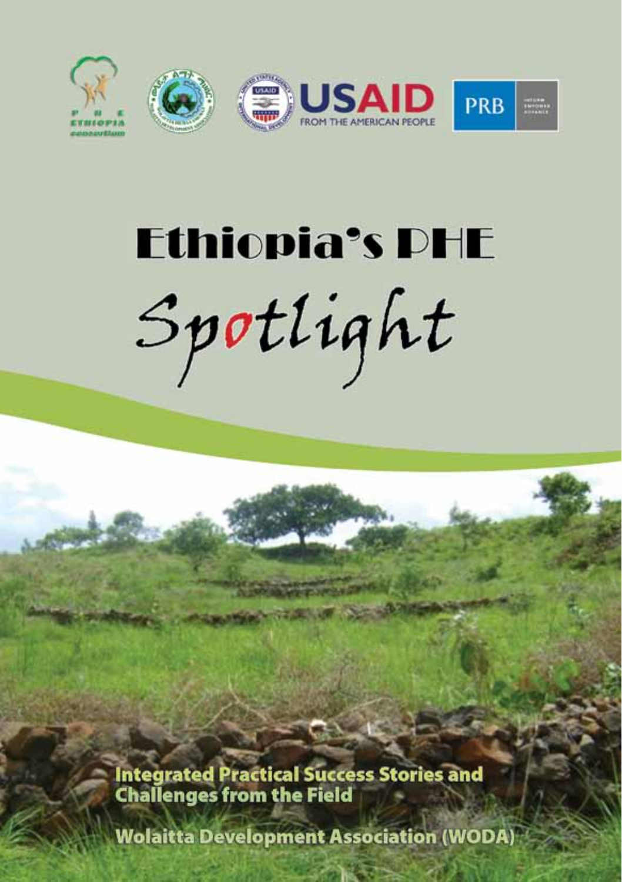# Ethiopia's PHE

# Spotlight

**Integrated Practical Success Stories and Challenges from the Field**

**Wolaitta Development Association (WODA)**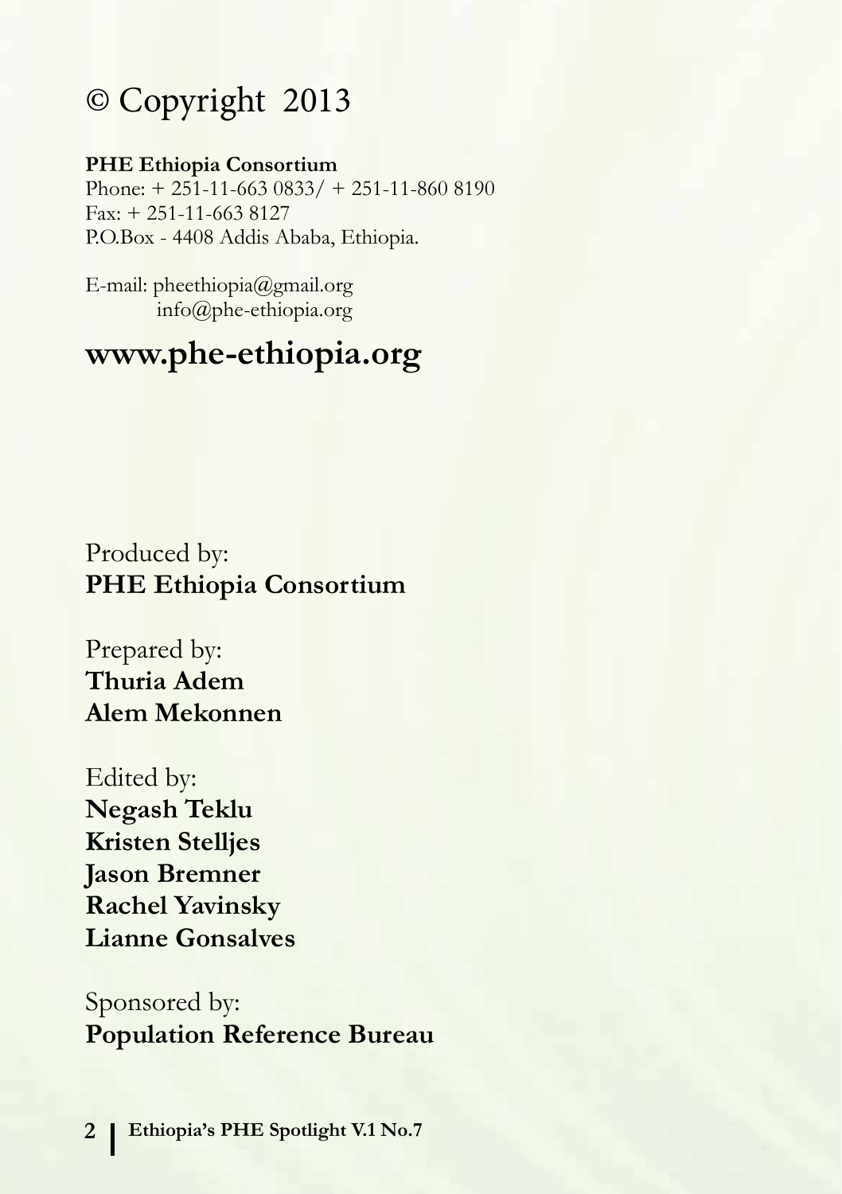# © Copyright 2013

**PHE Ethiopia Consortium**
Phone: + 251-11-663 0833/ + 251-11-860 8190
Fax: + 251-11-663 8127
P.O.Box - 4408 Addis Ababa, Ethiopia.

E-mail: pheethiopia@gmail.org
info@phe-ethiopia.org

## www.phe-ethiopia.org

Produced by:
**PHE Ethiopia Consortium**

Prepared by:
**Thuria Adem**
**Alem Mekonnen**

Edited by:
**Negash Teklu**
**Kristen Stelljes**
**Jason Bremner**
**Rachel Yavinsky**
**Lianne Gonsalves**

Sponsored by:
**Population Reference Bureau**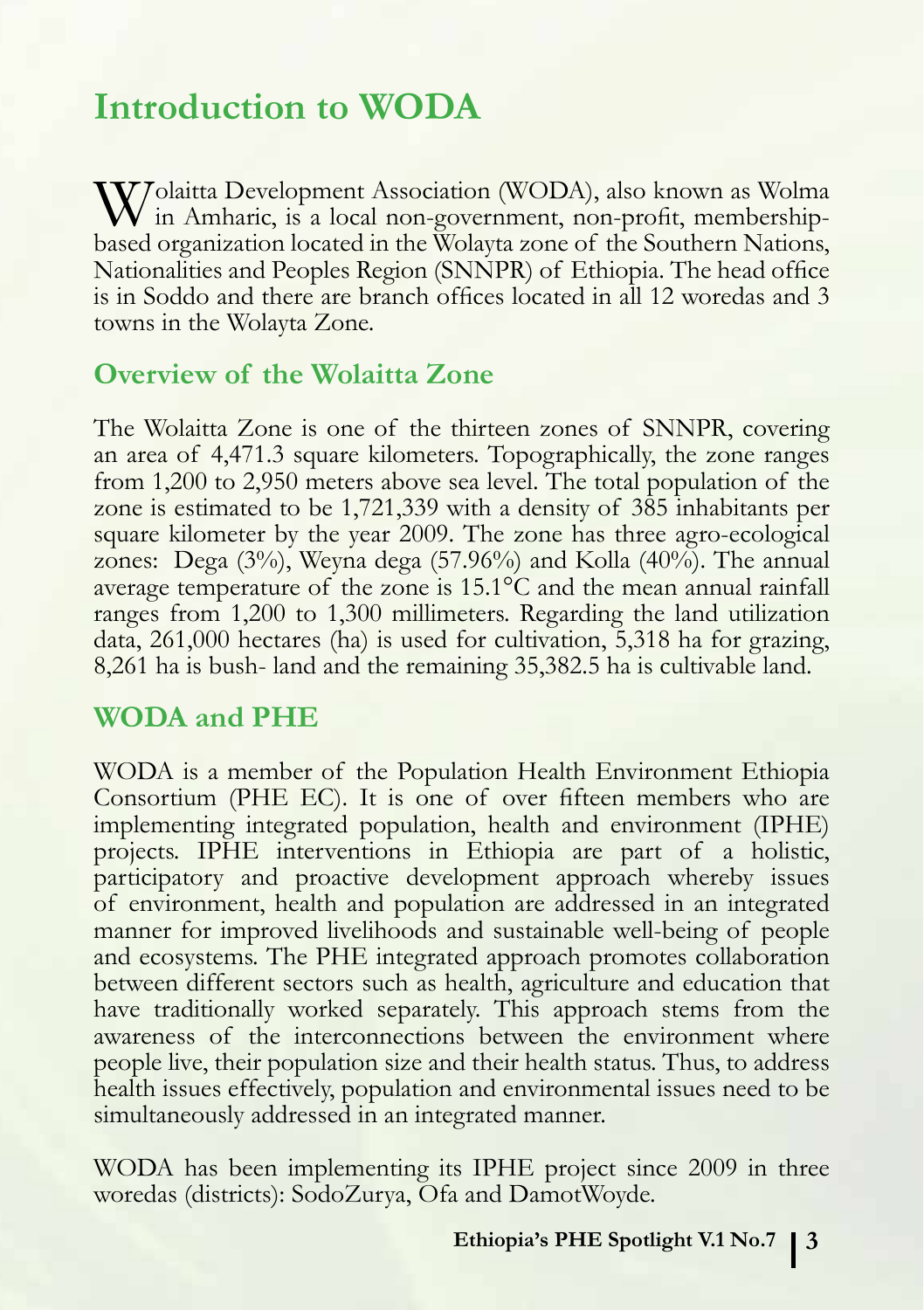# Introduction to WODA

Wolaitta Development Association (WODA), also known as Wolma in Amharic, is a local non-government, non-profit, membership-based organization located in the Wolayta zone of the Southern Nations, Nationalities and Peoples Region (SNNPR) of Ethiopia. The head office is in Soddo and there are branch offices located in all 12 woredas and 3 towns in the Wolayta Zone.

## Overview of the Wolaitta Zone

The Wolaitta Zone is one of the thirteen zones of SNNPR, covering an area of 4,471.3 square kilometers. Topographically, the zone ranges from 1,200 to 2,950 meters above sea level. The total population of the zone is estimated to be 1,721,339 with a density of 385 inhabitants per square kilometer by the year 2009. The zone has three agro-ecological zones: Dega (3%), Weyna dega (57.96%) and Kolla (40%). The annual average temperature of the zone is 15.1°C and the mean annual rainfall ranges from 1,200 to 1,300 millimeters. Regarding the land utilization data, 261,000 hectares (ha) is used for cultivation, 5,318 ha for grazing, 8,261 ha is bush- land and the remaining 35,382.5 ha is cultivable land.

## WODA and PHE

WODA is a member of the Population Health Environment Ethiopia Consortium (PHE EC). It is one of over fifteen members who are implementing integrated population, health and environment (IPHE) projects. IPHE interventions in Ethiopia are part of a holistic, participatory and proactive development approach whereby issues of environment, health and population are addressed in an integrated manner for improved livelihoods and sustainable well-being of people and ecosystems. The PHE integrated approach promotes collaboration between different sectors such as health, agriculture and education that have traditionally worked separately. This approach stems from the awareness of the interconnections between the environment where people live, their population size and their health status. Thus, to address health issues effectively, population and environmental issues need to be simultaneously addressed in an integrated manner.

WODA has been implementing its IPHE project since 2009 in three woredas (districts): SodoZurya, Ofa and DamotWoyde.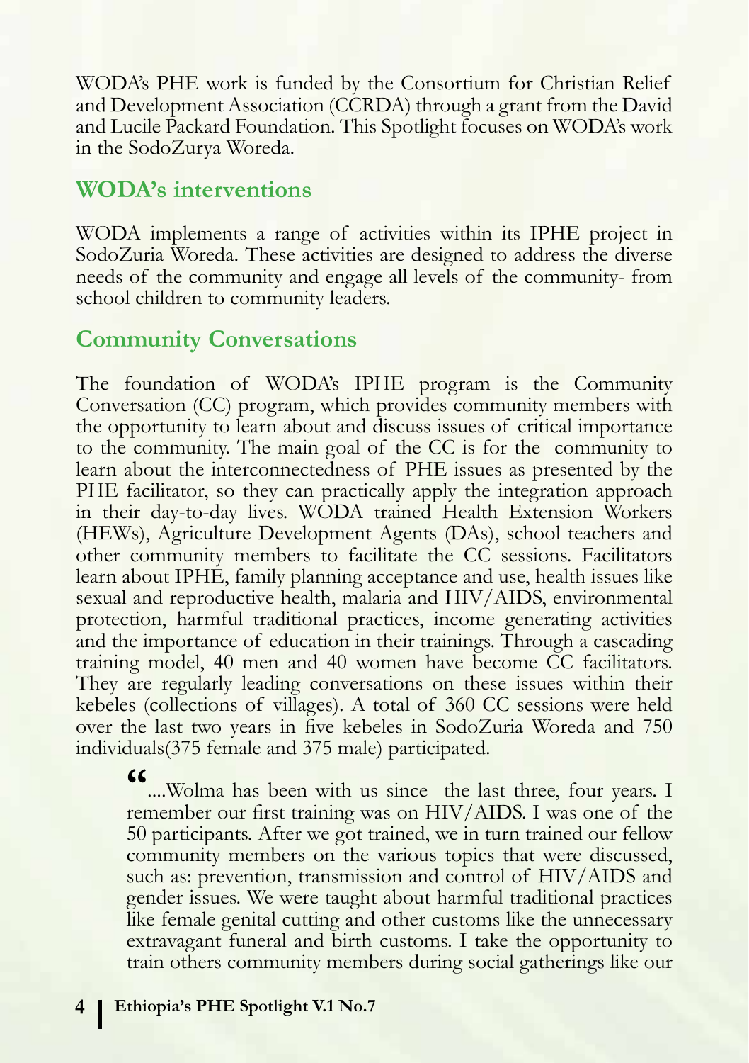WODA's PHE work is funded by the Consortium for Christian Relief and Development Association (CCRDA) through a grant from the David and Lucile Packard Foundation. This Spotlight focuses on WODA's work in the SodoZurya Woreda.

## WODA's interventions

WODA implements a range of activities within its IPHE project in SodoZuria Woreda. These activities are designed to address the diverse needs of the community and engage all levels of the community- from school children to community leaders.

## Community Conversations

The foundation of WODA's IPHE program is the Community Conversation (CC) program, which provides community members with the opportunity to learn about and discuss issues of critical importance to the community. The main goal of the CC is for the community to learn about the interconnectedness of PHE issues as presented by the PHE facilitator, so they can practically apply the integration approach in their day-to-day lives. WODA trained Health Extension Workers (HEWs), Agriculture Development Agents (DAs), school teachers and other community members to facilitate the CC sessions. Facilitators learn about IPHE, family planning acceptance and use, health issues like sexual and reproductive health, malaria and HIV/AIDS, environmental protection, harmful traditional practices, income generating activities and the importance of education in their trainings. Through a cascading training model, 40 men and 40 women have become CC facilitators. They are regularly leading conversations on these issues within their kebeles (collections of villages). A total of 360 CC sessions were held over the last two years in five kebeles in SodoZuria Woreda and 750 individuals(375 female and 375 male) participated.

> "....Wolma has been with us since the last three, four years. I remember our first training was on HIV/AIDS. I was one of the 50 participants. After we got trained, we in turn trained our fellow community members on the various topics that were discussed, such as: prevention, transmission and control of HIV/AIDS and gender issues. We were taught about harmful traditional practices like female genital cutting and other customs like the unnecessary extravagant funeral and birth customs. I take the opportunity to train others community members during social gatherings like our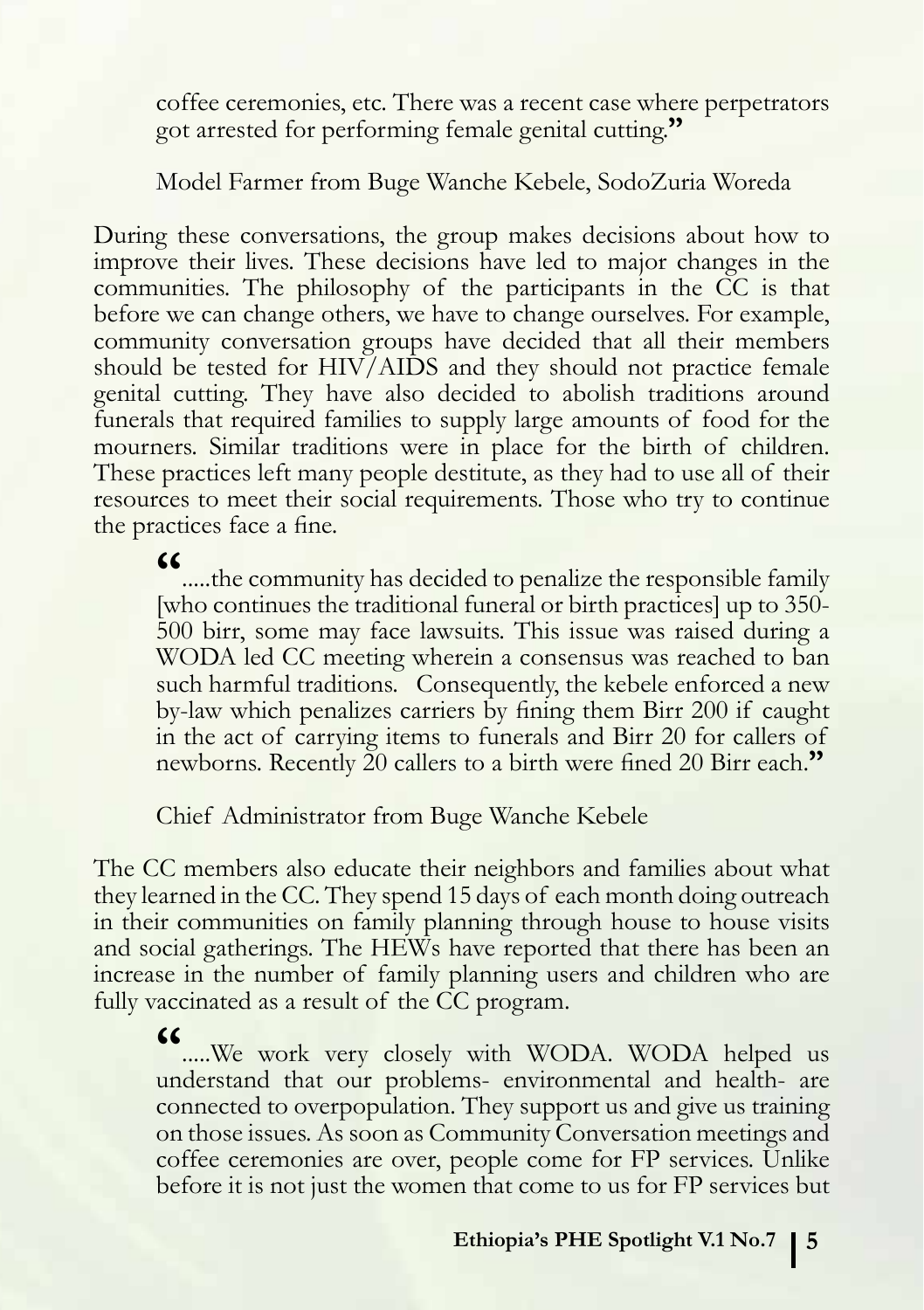coffee ceremonies, etc. There was a recent case where perpetrators got arrested for performing female genital cutting."

Model Farmer from Buge Wanche Kebele, SodoZuria Woreda

During these conversations, the group makes decisions about how to improve their lives. These decisions have led to major changes in the communities. The philosophy of the participants in the CC is that before we can change others, we have to change ourselves. For example, community conversation groups have decided that all their members should be tested for HIV/AIDS and they should not practice female genital cutting. They have also decided to abolish traditions around funerals that required families to supply large amounts of food for the mourners. Similar traditions were in place for the birth of children. These practices left many people destitute, as they had to use all of their resources to meet their social requirements. Those who try to continue the practices face a fine.

> "…..the community has decided to penalize the responsible family [who continues the traditional funeral or birth practices] up to 350-500 birr, some may face lawsuits. This issue was raised during a WODA led CC meeting wherein a consensus was reached to ban such harmful traditions. Consequently, the kebele enforced a new by-law which penalizes carriers by fining them Birr 200 if caught in the act of carrying items to funerals and Birr 20 for callers of newborns. Recently 20 callers to a birth were fined 20 Birr each."

Chief Administrator from Buge Wanche Kebele

The CC members also educate their neighbors and families about what they learned in the CC. They spend 15 days of each month doing outreach in their communities on family planning through house to house visits and social gatherings. The HEWs have reported that there has been an increase in the number of family planning users and children who are fully vaccinated as a result of the CC program.

> "…..We work very closely with WODA. WODA helped us understand that our problems- environmental and health- are connected to overpopulation. They support us and give us training on those issues. As soon as Community Conversation meetings and coffee ceremonies are over, people come for FP services. Unlike before it is not just the women that come to us for FP services but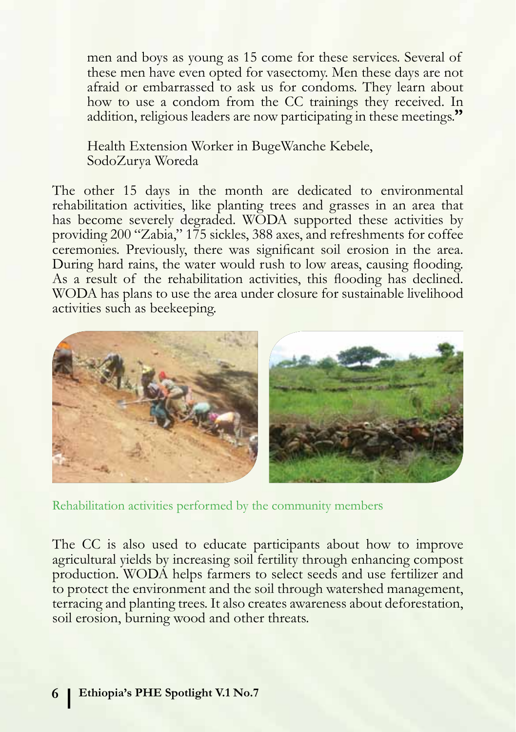men and boys as young as 15 come for these services. Several of these men have even opted for vasectomy. Men these days are not afraid or embarrassed to ask us for condoms. They learn about how to use a condom from the CC trainings they received. In addition, religious leaders are now participating in these meetings."

Health Extension Worker in BugeWanche Kebele, SodoZurya Woreda

The other 15 days in the month are dedicated to environmental rehabilitation activities, like planting trees and grasses in an area that has become severely degraded. WODA supported these activities by providing 200 "Zabia," 175 sickles, 388 axes, and refreshments for coffee ceremonies. Previously, there was significant soil erosion in the area. During hard rains, the water would rush to low areas, causing flooding. As a result of the rehabilitation activities, this flooding has declined. WODA has plans to use the area under closure for sustainable livelihood activities such as beekeeping.

Rehabilitation activities performed by the community members

The CC is also used to educate participants about how to improve agricultural yields by increasing soil fertility through enhancing compost production. WODA helps farmers to select seeds and use fertilizer and to protect the environment and the soil through watershed management, terracing and planting trees. It also creates awareness about deforestation, soil erosion, burning wood and other threats.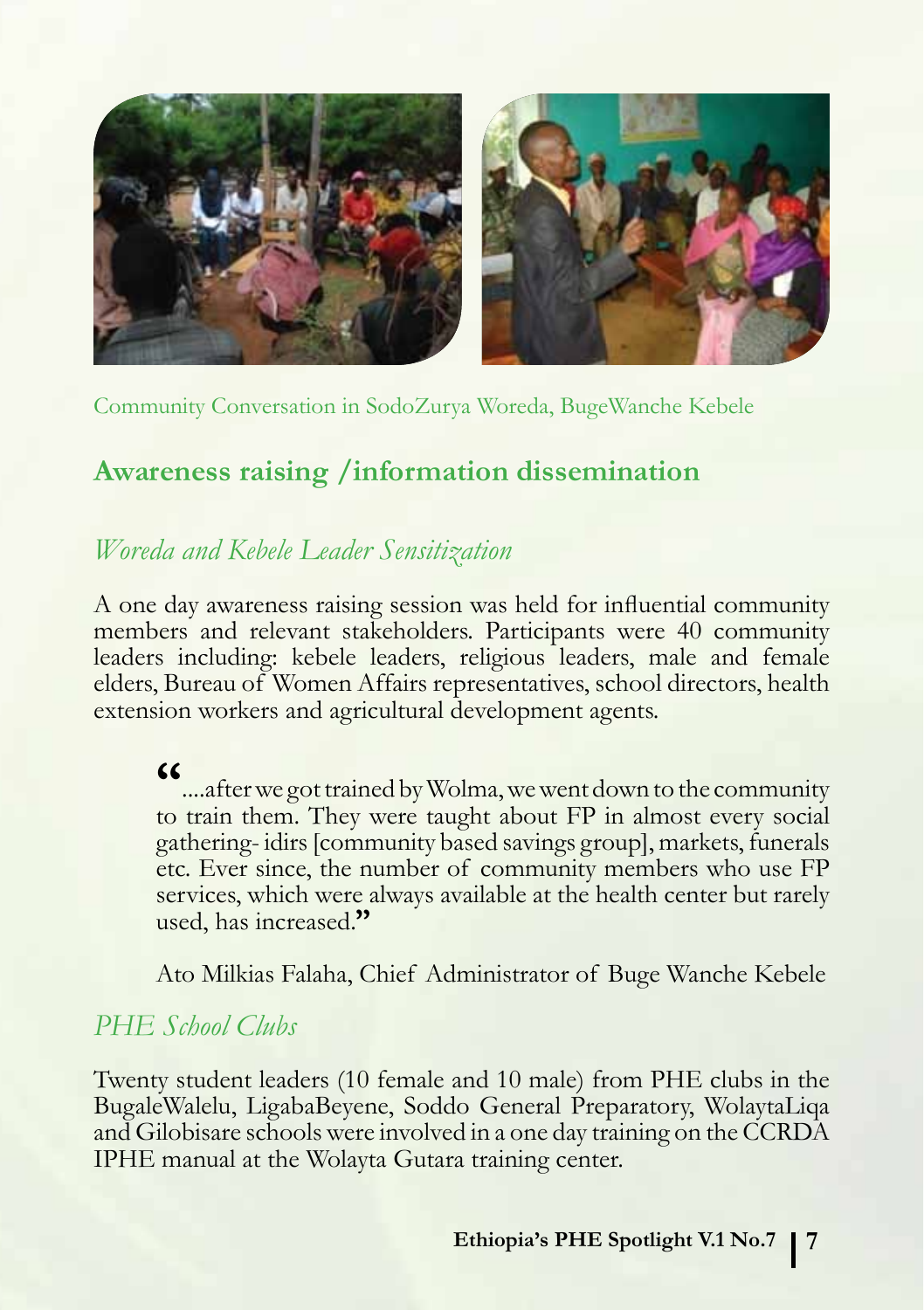Community Conversation in SodoZurya Woreda, BugeWanche Kebele

## Awareness raising /information dissemination

### *Woreda and Kebele Leader Sensitization*

A one day awareness raising session was held for influential community members and relevant stakeholders. Participants were 40 community leaders including: kebele leaders, religious leaders, male and female elders, Bureau of Women Affairs representatives, school directors, health extension workers and agricultural development agents.

> "....after we got trained by Wolma, we went down to the community to train them. They were taught about FP in almost every social gathering- idirs [community based savings group], markets, funerals etc. Ever since, the number of community members who use FP services, which were always available at the health center but rarely used, has increased."
>
> Ato Milkias Falaha, Chief Administrator of Buge Wanche Kebele

### *PHE School Clubs*

Twenty student leaders (10 female and 10 male) from PHE clubs in the BugaleWalelu, LigabaBeyene, Soddo General Preparatory, WolaytaLiqa and Gilobisare schools were involved in a one day training on the CCRDA IPHE manual at the Wolayta Gutara training center.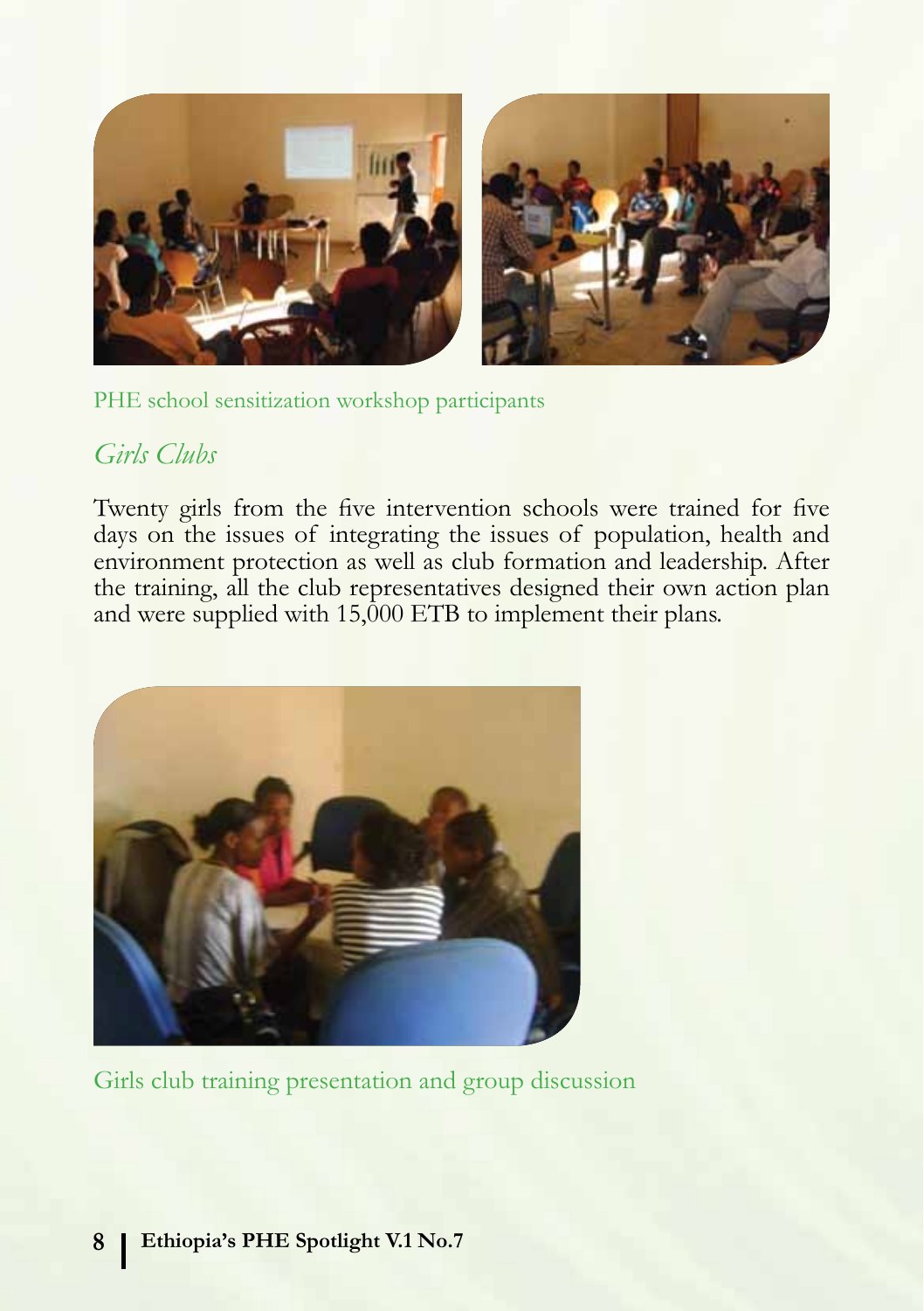PHE school sensitization workshop participants

## *Girls Clubs*

Twenty girls from the five intervention schools were trained for five days on the issues of integrating the issues of population, health and environment protection as well as club formation and leadership. After the training, all the club representatives designed their own action plan and were supplied with 15,000 ETB to implement their plans.

Girls club training presentation and group discussion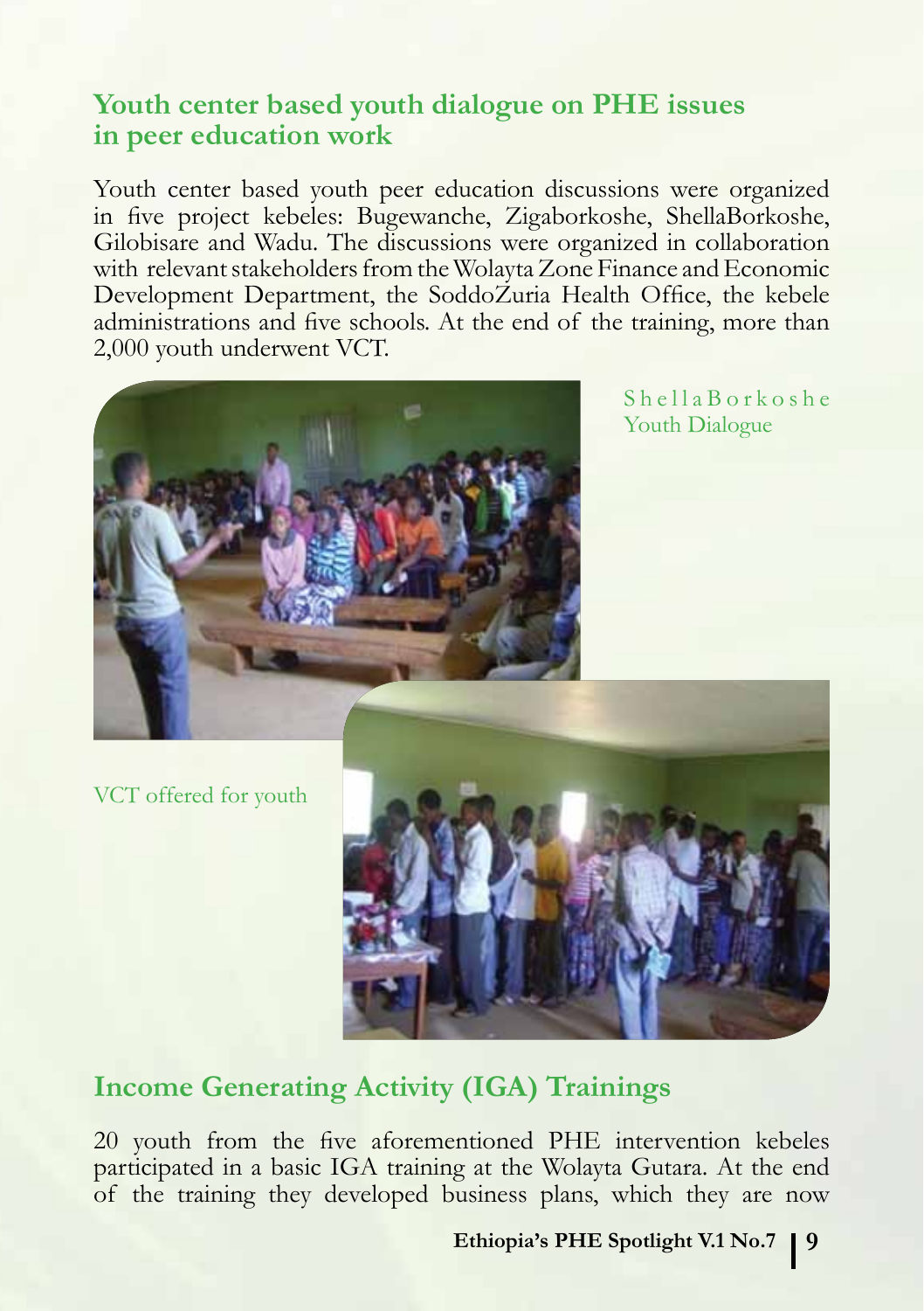## Youth center based youth dialogue on PHE issues in peer education work

Youth center based youth peer education discussions were organized in five project kebeles: Bugewanche, Zigaborkoshe, ShellaBorkoshe, Gilobisare and Wadu. The discussions were organized in collaboration with relevant stakeholders from the Wolayta Zone Finance and Economic Development Department, the SoddoZuria Health Office, the kebele administrations and five schools. At the end of the training, more than 2,000 youth underwent VCT.

ShellaBorkoshe Youth Dialogue

VCT offered for youth

## Income Generating Activity (IGA) Trainings

20 youth from the five aforementioned PHE intervention kebeles participated in a basic IGA training at the Wolayta Gutara. At the end of the training they developed business plans, which they are now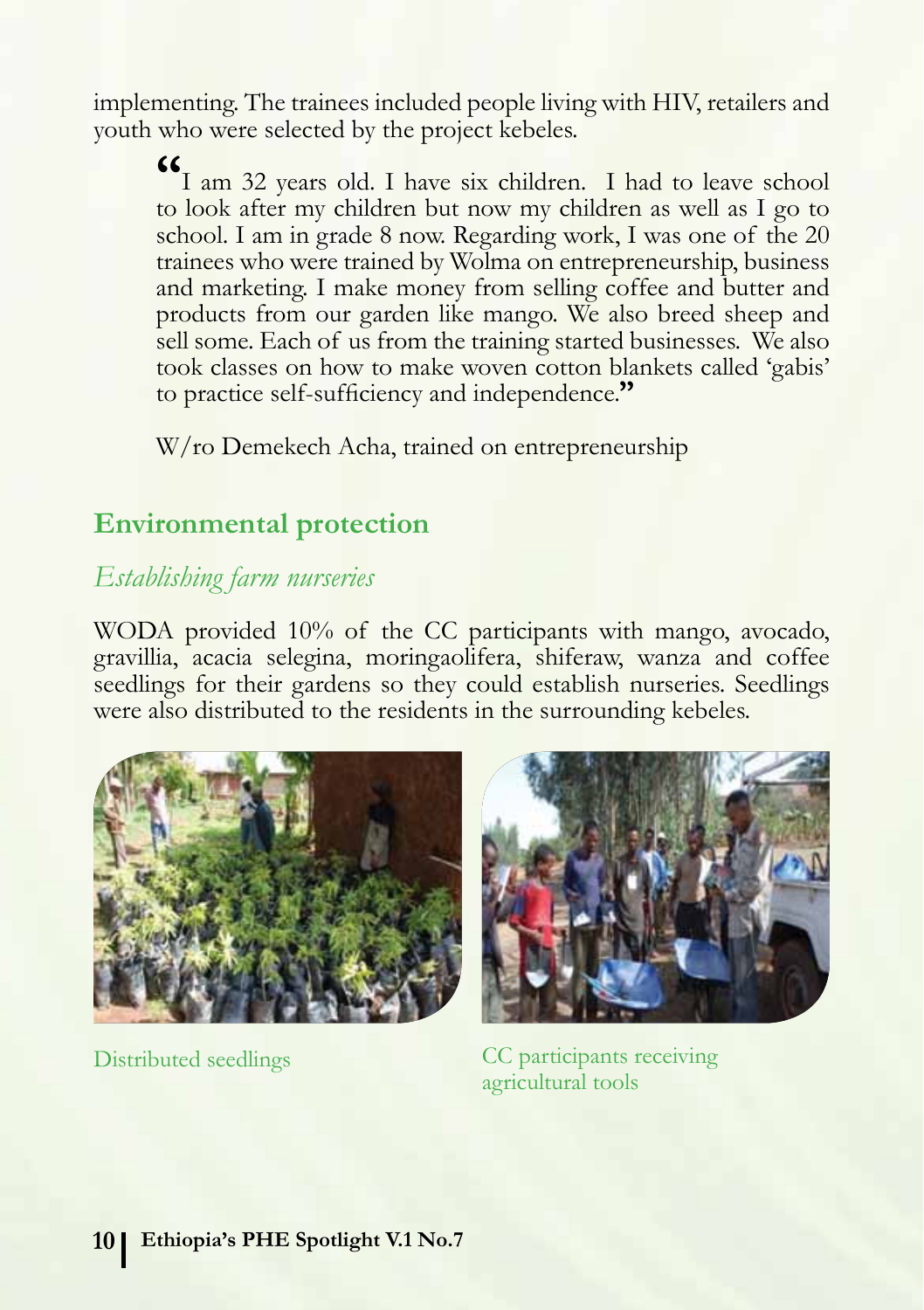implementing. The trainees included people living with HIV, retailers and youth who were selected by the project kebeles.

> "I am 32 years old. I have six children. I had to leave school to look after my children but now my children as well as I go to school. I am in grade 8 now. Regarding work, I was one of the 20 trainees who were trained by Wolma on entrepreneurship, business and marketing. I make money from selling coffee and butter and products from our garden like mango. We also breed sheep and sell some. Each of us from the training started businesses. We also took classes on how to make woven cotton blankets called 'gabis' to practice self-sufficiency and independence."
>
> W/ro Demekech Acha, trained on entrepreneurship

## Environmental protection

### *Establishing farm nurseries*

WODA provided 10% of the CC participants with mango, avocado, gravillia, acacia selegina, moringaolifera, shiferaw, wanza and coffee seedlings for their gardens so they could establish nurseries. Seedlings were also distributed to the residents in the surrounding kebeles.

Distributed seedlings

CC participants receiving agricultural tools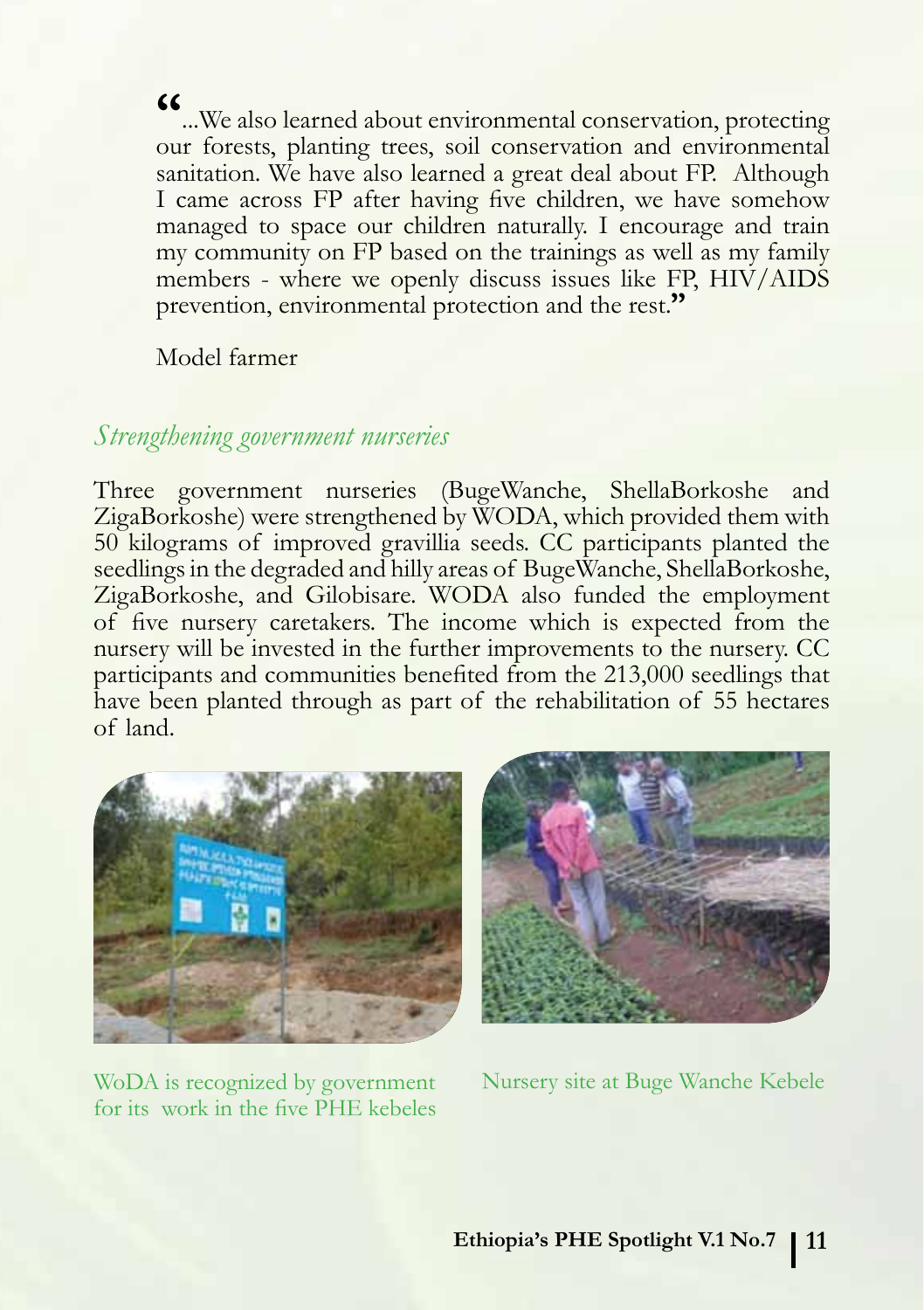"...We also learned about environmental conservation, protecting our forests, planting trees, soil conservation and environmental sanitation. We have also learned a great deal about FP. Although I came across FP after having five children, we have somehow managed to space our children naturally. I encourage and train my community on FP based on the trainings as well as my family members - where we openly discuss issues like FP, HIV/AIDS prevention, environmental protection and the rest."

Model farmer

## *Strengthening government nurseries*

Three government nurseries (BugeWanche, ShellaBorkoshe and ZigaBorkoshe) were strengthened by WODA, which provided them with 50 kilograms of improved gravillia seeds. CC participants planted the seedlings in the degraded and hilly areas of BugeWanche, ShellaBorkoshe, ZigaBorkoshe, and Gilobisare. WODA also funded the employment of five nursery caretakers. The income which is expected from the nursery will be invested in the further improvements to the nursery. CC participants and communities benefited from the 213,000 seedlings that have been planted through as part of the rehabilitation of 55 hectares of land.

WoDA is recognized by government for its work in the five PHE kebeles

Nursery site at Buge Wanche Kebele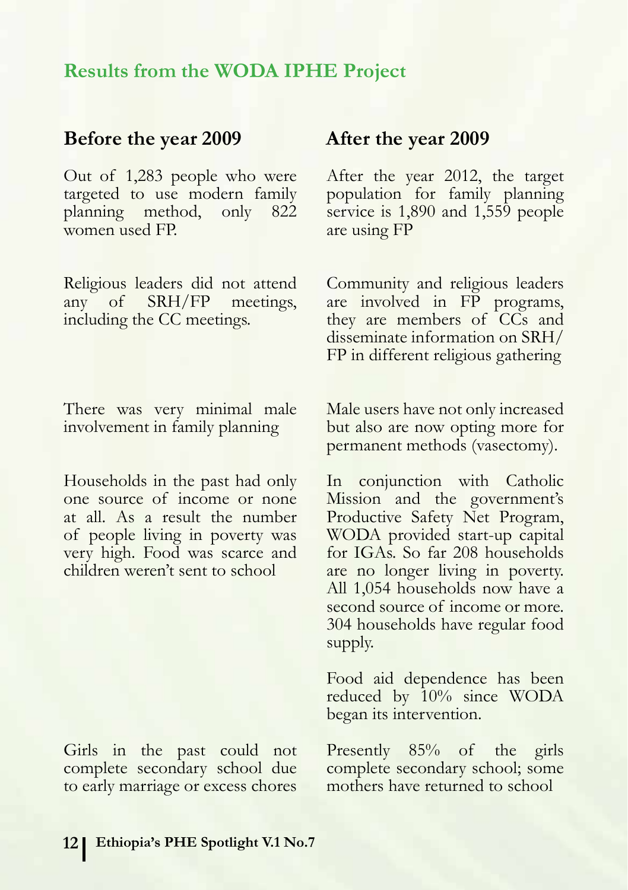## Results from the WODA IPHE Project

| Before the year 2009 | After the year 2009 |
| --- | --- |
| Out of 1,283 people who were targeted to use modern family planning method, only 822 women used FP. | After the year 2012, the target population for family planning service is 1,890 and 1,559 people are using FP |
| Religious leaders did not attend any of SRH/FP meetings, including the CC meetings. | Community and religious leaders are involved in FP programs, they are members of CCs and disseminate information on SRH/FP in different religious gathering |
| There was very minimal male involvement in family planning | Male users have not only increased but also are now opting more for permanent methods (vasectomy). |
| Households in the past had only one source of income or none at all. As a result the number of people living in poverty was very high. Food was scarce and children weren't sent to school | In conjunction with Catholic Mission and the government's Productive Safety Net Program, WODA provided start-up capital for IGAs. So far 208 households are no longer living in poverty. All 1,054 households now have a second source of income or more. 304 households have regular food supply. Food aid dependence has been reduced by 10% since WODA began its intervention. |
| Girls in the past could not complete secondary school due to early marriage or excess chores | Presently 85% of the girls complete secondary school; some mothers have returned to school |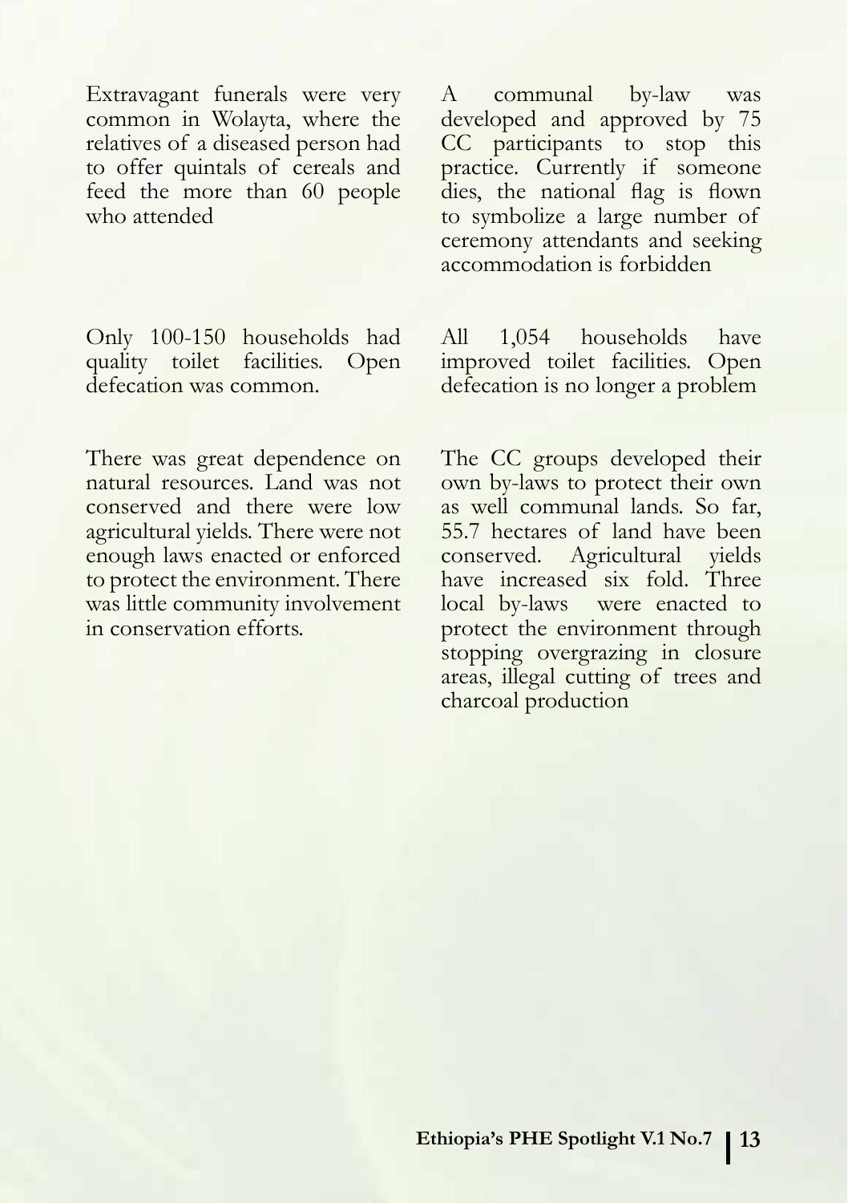| | |
|---|---|
| Extravagant funerals were very common in Wolayta, where the relatives of a diseased person had to offer quintals of cereals and feed the more than 60 people who attended | A communal by-law was developed and approved by 75 CC participants to stop this practice. Currently if someone dies, the national flag is flown to symbolize a large number of ceremony attendants and seeking accommodation is forbidden |
| Only 100-150 households had quality toilet facilities. Open defecation was common. | All 1,054 households have improved toilet facilities. Open defecation is no longer a problem |
| There was great dependence on natural resources. Land was not conserved and there were low agricultural yields. There were not enough laws enacted or enforced to protect the environment. There was little community involvement in conservation efforts. | The CC groups developed their own by-laws to protect their own as well communal lands. So far, 55.7 hectares of land have been conserved. Agricultural yields have increased six fold. Three local by-laws were enacted to protect the environment through stopping overgrazing in closure areas, illegal cutting of trees and charcoal production |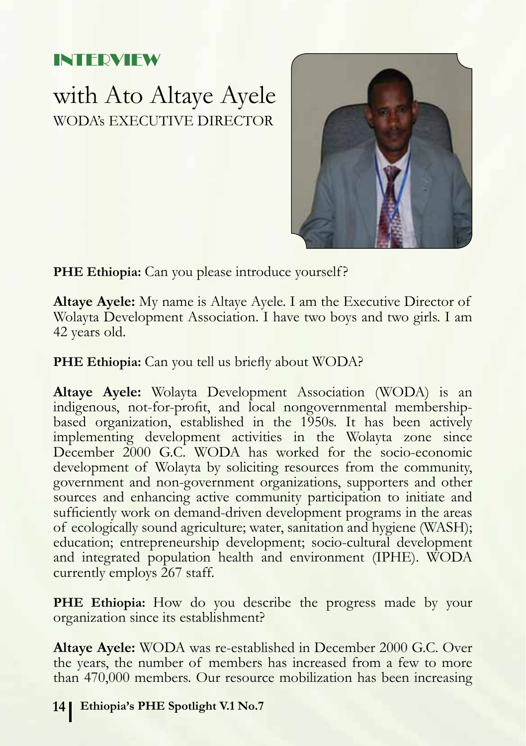## INTERVIEW

# with Ato Altaye Ayele

WODA's EXECUTIVE DIRECTOR

**PHE Ethiopia:** Can you please introduce yourself?

**Altaye Ayele:** My name is Altaye Ayele. I am the Executive Director of Wolayta Development Association. I have two boys and two girls. I am 42 years old.

**PHE Ethiopia:** Can you tell us briefly about WODA?

**Altaye Ayele:** Wolayta Development Association (WODA) is an indigenous, not-for-profit, and local nongovernmental membership-based organization, established in the 1950s. It has been actively implementing development activities in the Wolayta zone since December 2000 G.C. WODA has worked for the socio-economic development of Wolayta by soliciting resources from the community, government and non-government organizations, supporters and other sources and enhancing active community participation to initiate and sufficiently work on demand-driven development programs in the areas of ecologically sound agriculture; water, sanitation and hygiene (WASH); education; entrepreneurship development; socio-cultural development and integrated population health and environment (IPHE). WODA currently employs 267 staff.

**PHE Ethiopia:** How do you describe the progress made by your organization since its establishment?

**Altaye Ayele:** WODA was re-established in December 2000 G.C. Over the years, the number of members has increased from a few to more than 470,000 members. Our resource mobilization has been increasing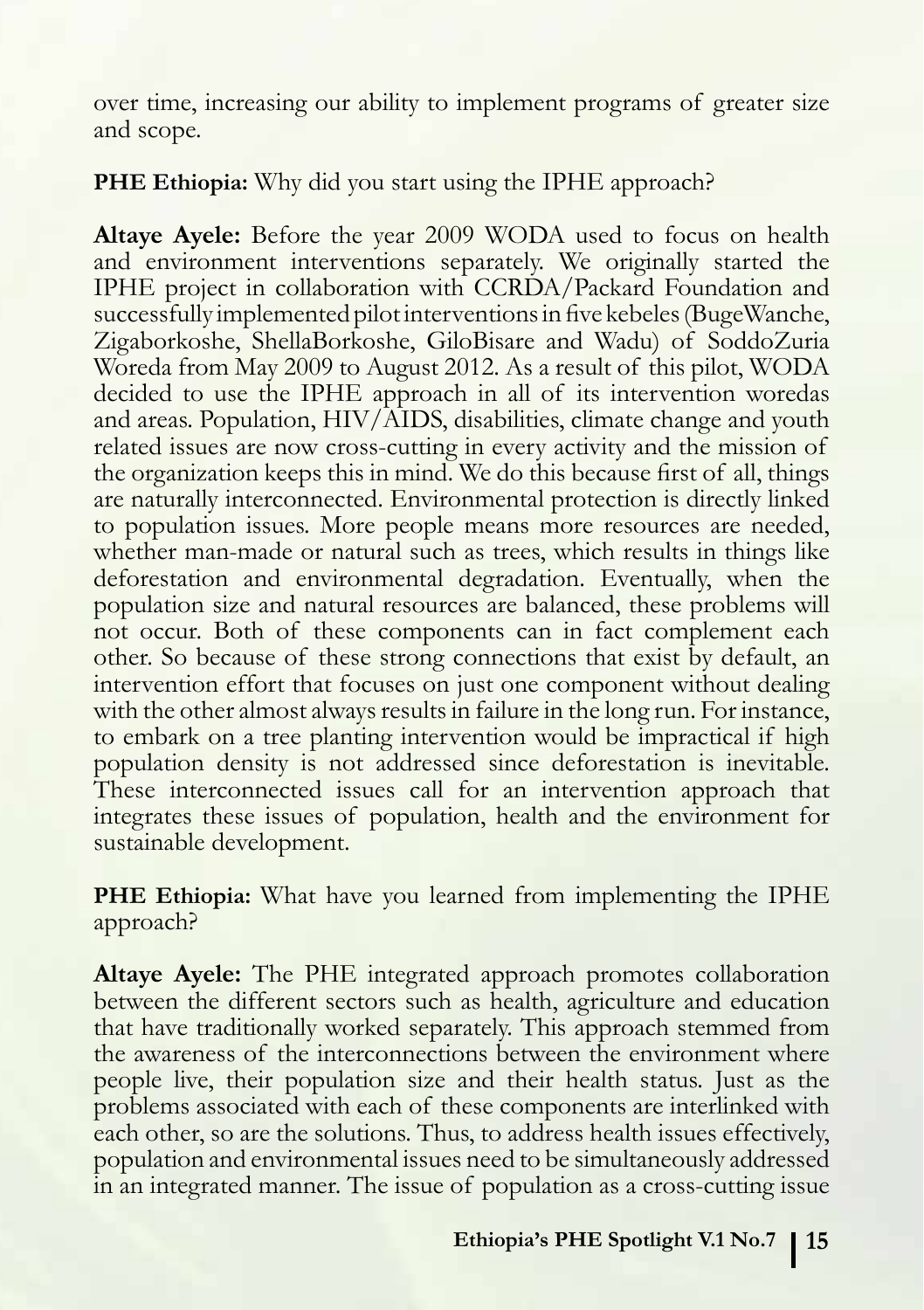over time, increasing our ability to implement programs of greater size and scope.

**PHE Ethiopia:** Why did you start using the IPHE approach?

**Altaye Ayele:** Before the year 2009 WODA used to focus on health and environment interventions separately. We originally started the IPHE project in collaboration with CCRDA/Packard Foundation and successfully implemented pilot interventions in five kebeles (BugeWanche, Zigaborkoshe, ShellaBorkoshe, GiloBisare and Wadu) of SoddoZuria Woreda from May 2009 to August 2012. As a result of this pilot, WODA decided to use the IPHE approach in all of its intervention woredas and areas. Population, HIV/AIDS, disabilities, climate change and youth related issues are now cross-cutting in every activity and the mission of the organization keeps this in mind. We do this because first of all, things are naturally interconnected. Environmental protection is directly linked to population issues. More people means more resources are needed, whether man-made or natural such as trees, which results in things like deforestation and environmental degradation. Eventually, when the population size and natural resources are balanced, these problems will not occur. Both of these components can in fact complement each other. So because of these strong connections that exist by default, an intervention effort that focuses on just one component without dealing with the other almost always results in failure in the long run. For instance, to embark on a tree planting intervention would be impractical if high population density is not addressed since deforestation is inevitable. These interconnected issues call for an intervention approach that integrates these issues of population, health and the environment for sustainable development.

**PHE Ethiopia:** What have you learned from implementing the IPHE approach?

**Altaye Ayele:** The PHE integrated approach promotes collaboration between the different sectors such as health, agriculture and education that have traditionally worked separately. This approach stemmed from the awareness of the interconnections between the environment where people live, their population size and their health status. Just as the problems associated with each of these components are interlinked with each other, so are the solutions. Thus, to address health issues effectively, population and environmental issues need to be simultaneously addressed in an integrated manner. The issue of population as a cross-cutting issue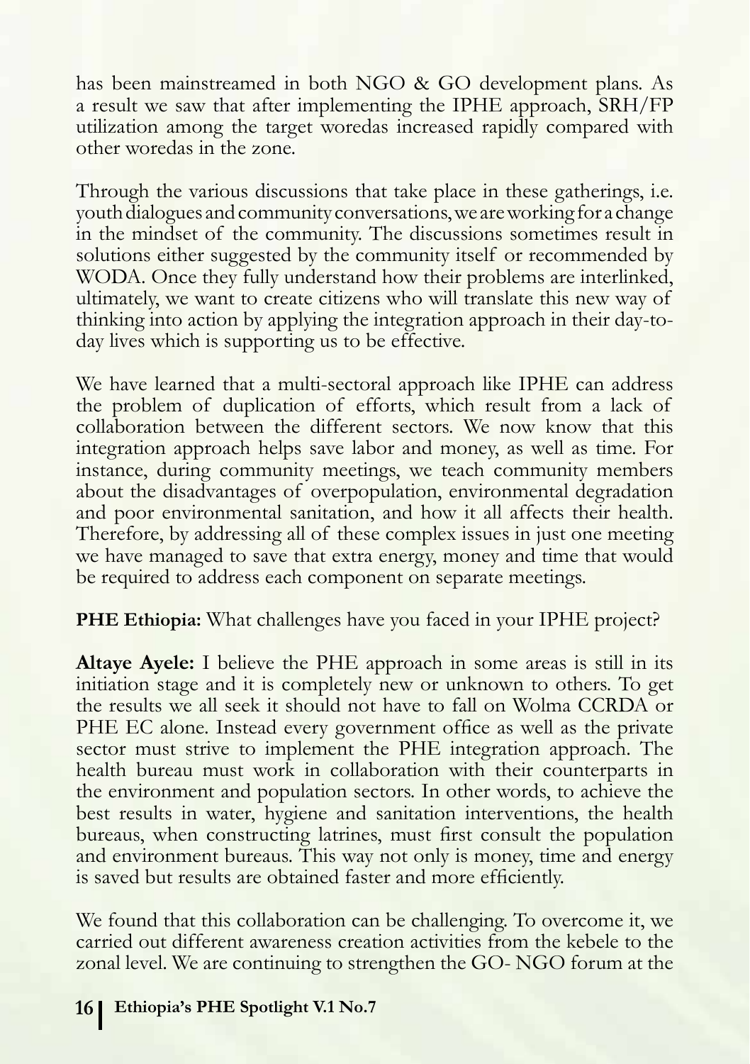has been mainstreamed in both NGO & GO development plans. As a result we saw that after implementing the IPHE approach, SRH/FP utilization among the target woredas increased rapidly compared with other woredas in the zone.

Through the various discussions that take place in these gatherings, i.e. youth dialogues and community conversations, we are working for a change in the mindset of the community. The discussions sometimes result in solutions either suggested by the community itself or recommended by WODA. Once they fully understand how their problems are interlinked, ultimately, we want to create citizens who will translate this new way of thinking into action by applying the integration approach in their day-to-day lives which is supporting us to be effective.

We have learned that a multi-sectoral approach like IPHE can address the problem of duplication of efforts, which result from a lack of collaboration between the different sectors. We now know that this integration approach helps save labor and money, as well as time. For instance, during community meetings, we teach community members about the disadvantages of overpopulation, environmental degradation and poor environmental sanitation, and how it all affects their health. Therefore, by addressing all of these complex issues in just one meeting we have managed to save that extra energy, money and time that would be required to address each component on separate meetings.

**PHE Ethiopia:** What challenges have you faced in your IPHE project?

**Altaye Ayele:** I believe the PHE approach in some areas is still in its initiation stage and it is completely new or unknown to others. To get the results we all seek it should not have to fall on Wolma CCRDA or PHE EC alone. Instead every government office as well as the private sector must strive to implement the PHE integration approach. The health bureau must work in collaboration with their counterparts in the environment and population sectors. In other words, to achieve the best results in water, hygiene and sanitation interventions, the health bureaus, when constructing latrines, must first consult the population and environment bureaus. This way not only is money, time and energy is saved but results are obtained faster and more efficiently.

We found that this collaboration can be challenging. To overcome it, we carried out different awareness creation activities from the kebele to the zonal level. We are continuing to strengthen the GO- NGO forum at the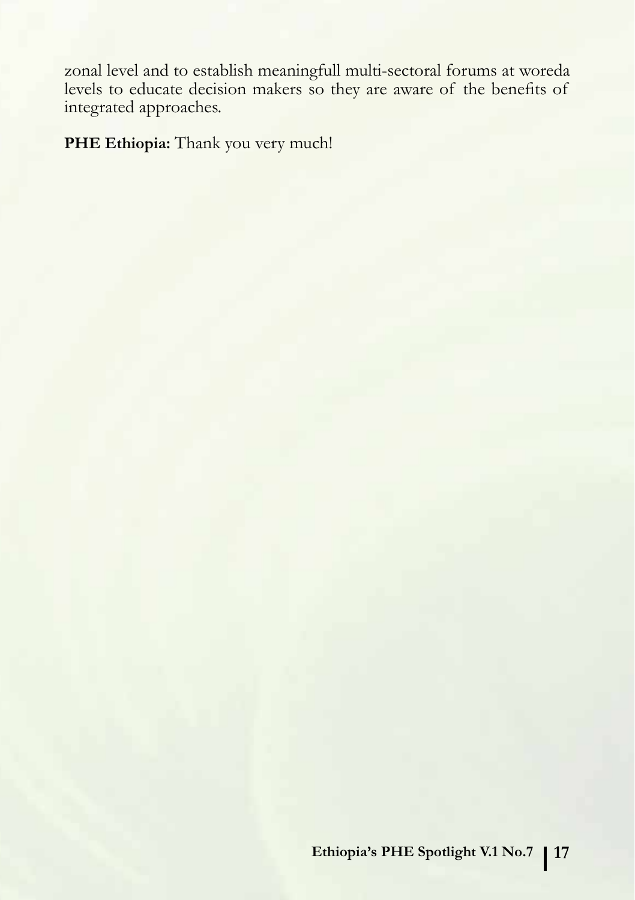zonal level and to establish meaningfull multi-sectoral forums at woreda levels to educate decision makers so they are aware of the benefits of integrated approaches.

**PHE Ethiopia:** Thank you very much!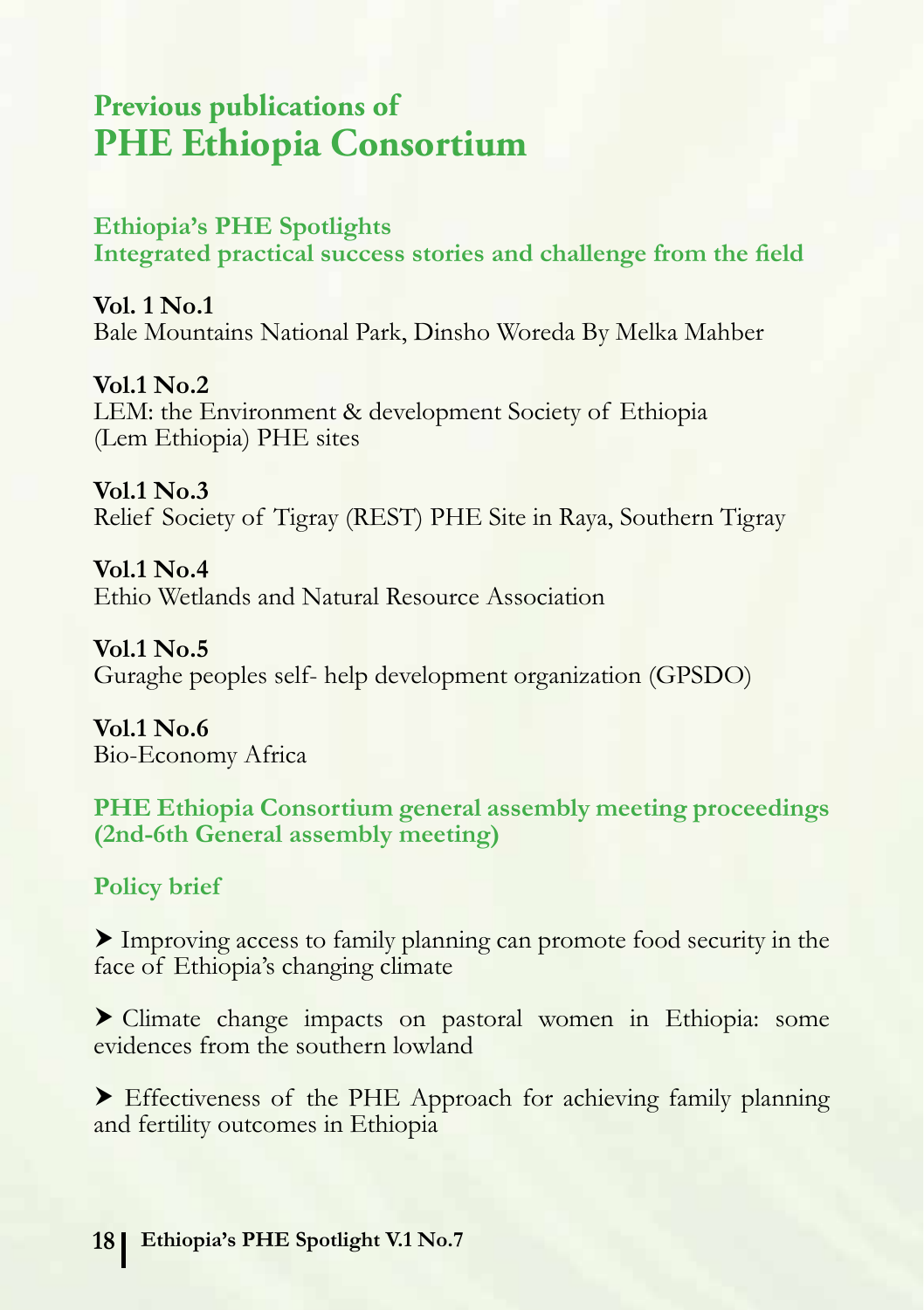# Previous publications of PHE Ethiopia Consortium

## Ethiopia's PHE Spotlights
### Integrated practical success stories and challenge from the field

**Vol. 1 No.1**
Bale Mountains National Park, Dinsho Woreda By Melka Mahber

**Vol.1 No.2**
LEM: the Environment & development Society of Ethiopia (Lem Ethiopia) PHE sites

**Vol.1 No.3**
Relief Society of Tigray (REST) PHE Site in Raya, Southern Tigray

**Vol.1 No.4**
Ethio Wetlands and Natural Resource Association

**Vol.1 No.5**
Guraghe peoples self- help development organization (GPSDO)

**Vol.1 No.6**
Bio-Economy Africa

## PHE Ethiopia Consortium general assembly meeting proceedings (2nd-6th General assembly meeting)

## Policy brief

- Improving access to family planning can promote food security in the face of Ethiopia's changing climate
- Climate change impacts on pastoral women in Ethiopia: some evidences from the southern lowland
- Effectiveness of the PHE Approach for achieving family planning and fertility outcomes in Ethiopia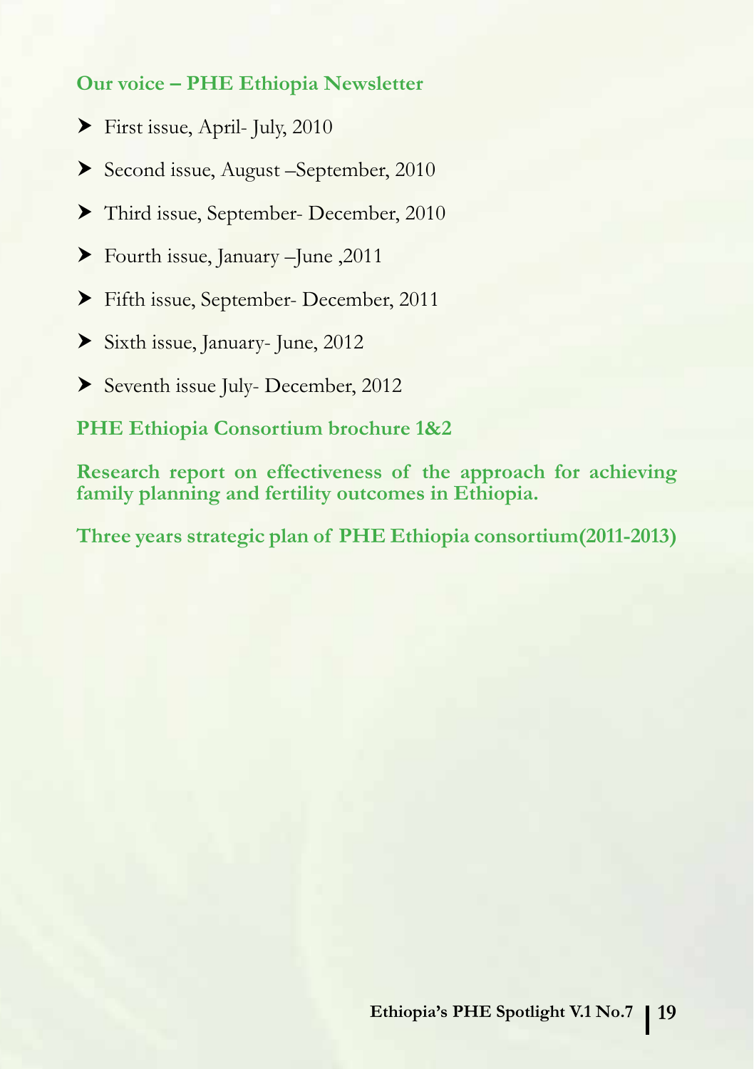**Our voice – PHE Ethiopia Newsletter**

- First issue, April- July, 2010
- Second issue, August –September, 2010
- Third issue, September- December, 2010
- Fourth issue, January –June ,2011
- Fifth issue, September- December, 2011
- Sixth issue, January- June, 2012
- Seventh issue July- December, 2012

**PHE Ethiopia Consortium brochure 1&2**

**Research report on effectiveness of the approach for achieving family planning and fertility outcomes in Ethiopia.**

**Three years strategic plan of PHE Ethiopia consortium(2011-2013)**